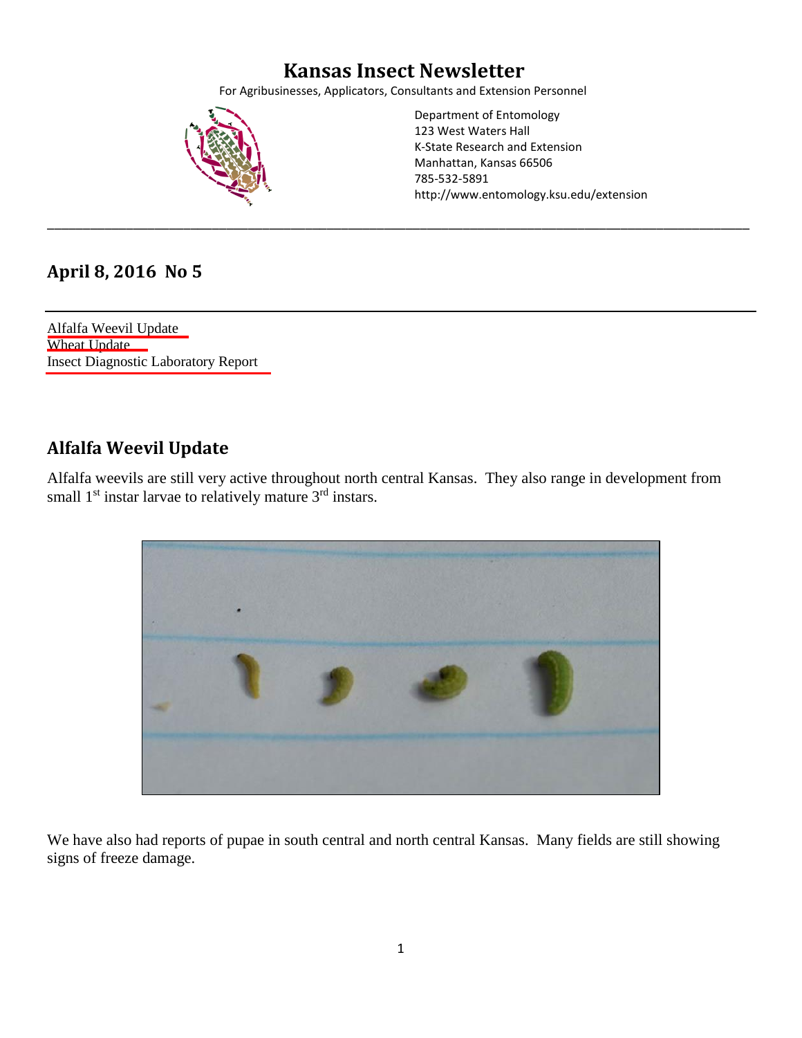# Kansas Insect Newsletter

For Agribusinesses, Applicators, Consultants and Extension Personnel

Department of Entomology
123 West Waters Hall
K-State Research and Extension
Manhattan, Kansas 66506
785-532-5891
http://www.entomology.ksu.edu/extension

## April 8, 2016 No 5

Alfalfa Weevil Update
Wheat Update
Insect Diagnostic Laboratory Report

## Alfalfa Weevil Update

Alfalfa weevils are still very active throughout north central Kansas. They also range in development from small 1st instar larvae to relatively mature 3rd instars.

We have also had reports of pupae in south central and north central Kansas. Many fields are still showing signs of freeze damage.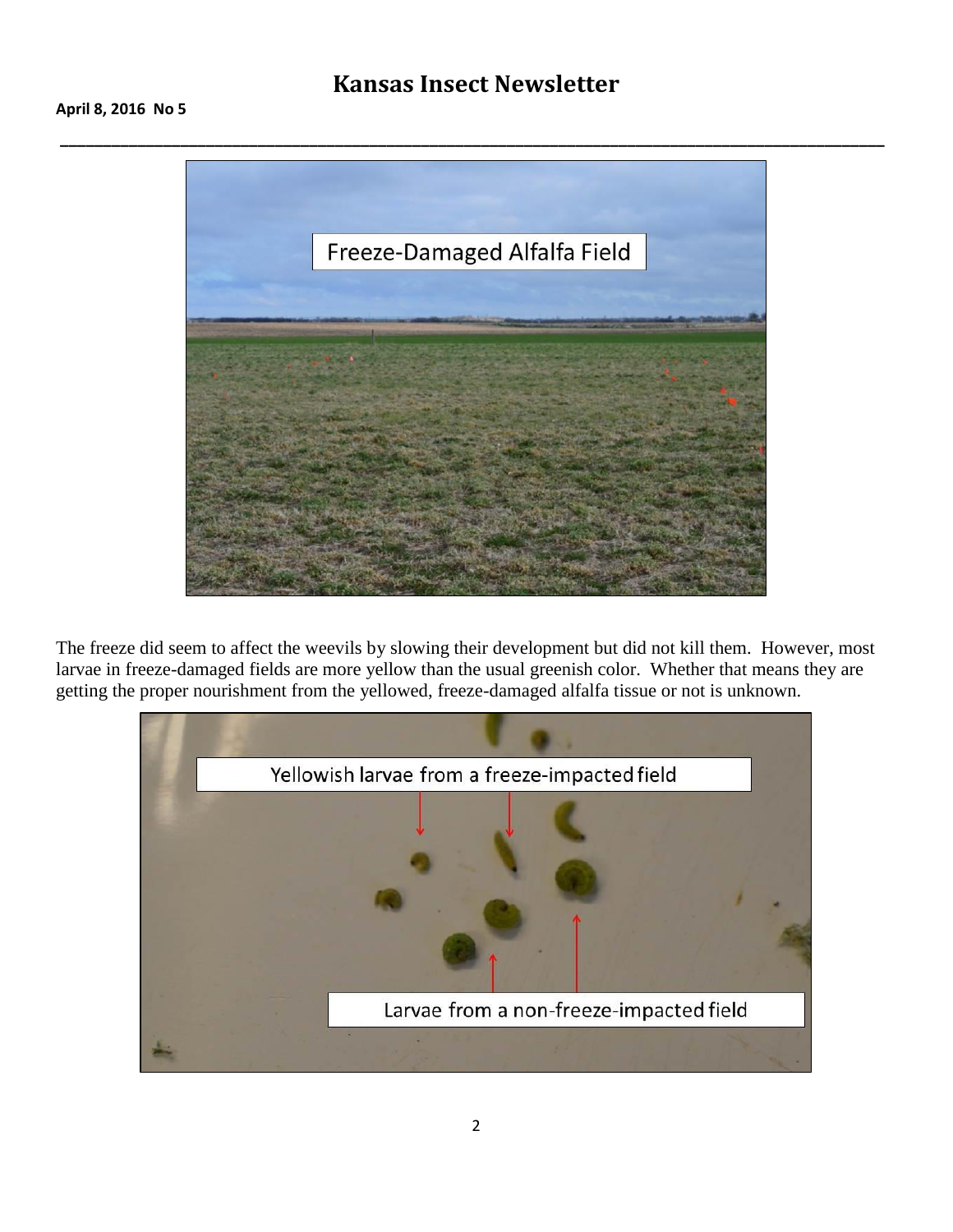The freeze did seem to affect the weevils by slowing their development but did not kill them. However, most larvae in freeze-damaged fields are more yellow than the usual greenish color. Whether that means they are getting the proper nourishment from the yellowed, freeze-damaged alfalfa tissue or not is unknown.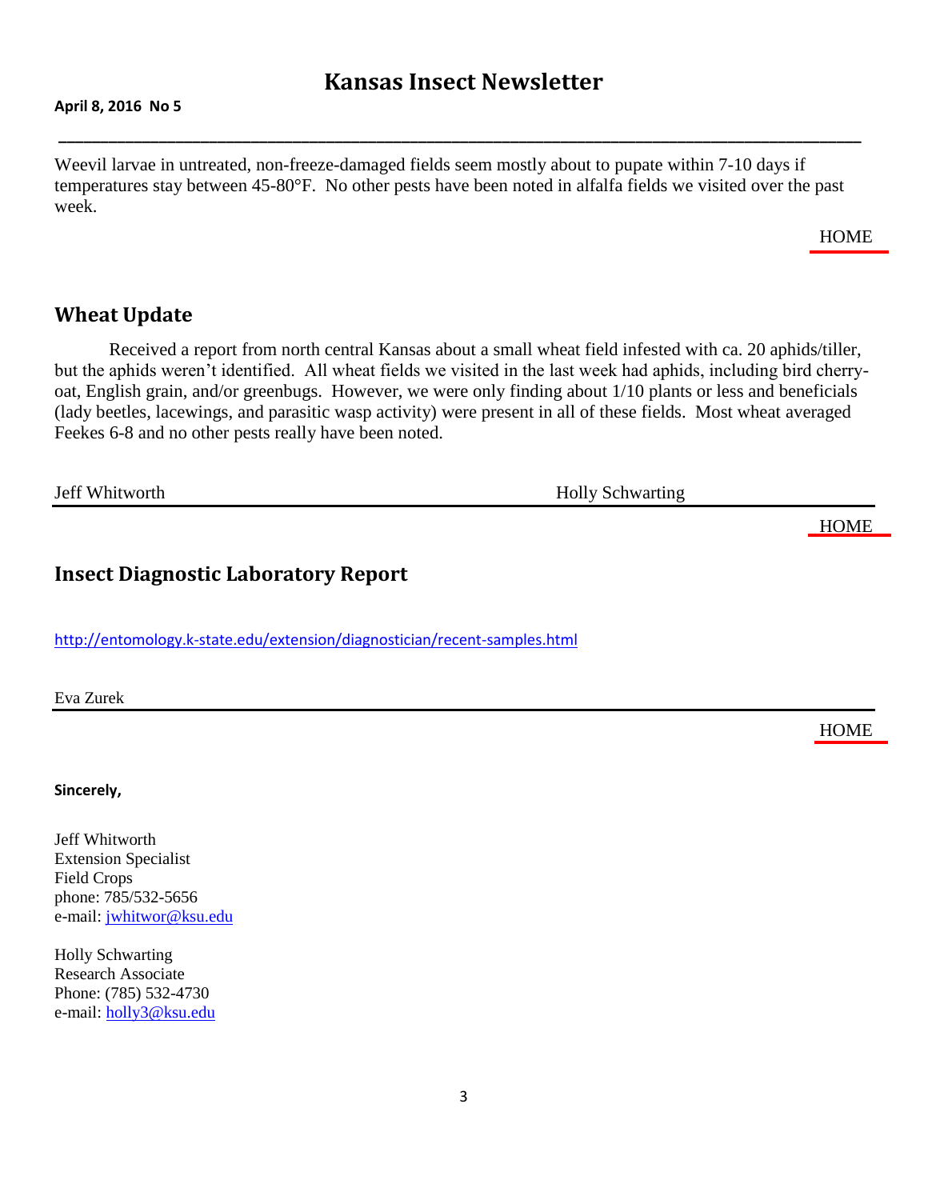Weevil larvae in untreated, non-freeze-damaged fields seem mostly about to pupate within 7-10 days if temperatures stay between 45-80°F. No other pests have been noted in alfalfa fields we visited over the past week.

HOME

## Wheat Update

Received a report from north central Kansas about a small wheat field infested with ca. 20 aphids/tiller, but the aphids weren't identified. All wheat fields we visited in the last week had aphids, including bird cherry-oat, English grain, and/or greenbugs. However, we were only finding about 1/10 plants or less and beneficials (lady beetles, lacewings, and parasitic wasp activity) were present in all of these fields. Most wheat averaged Feekes 6-8 and no other pests really have been noted.

Jeff Whitworth  Holly Schwarting

HOME

## Insect Diagnostic Laboratory Report

http://entomology.k-state.edu/extension/diagnostician/recent-samples.html

Eva Zurek

HOME

**Sincerely,**

Jeff Whitworth
Extension Specialist
Field Crops
phone: 785/532-5656
e-mail: jwhitwor@ksu.edu

Holly Schwarting
Research Associate
Phone: (785) 532-4730
e-mail: holly3@ksu.edu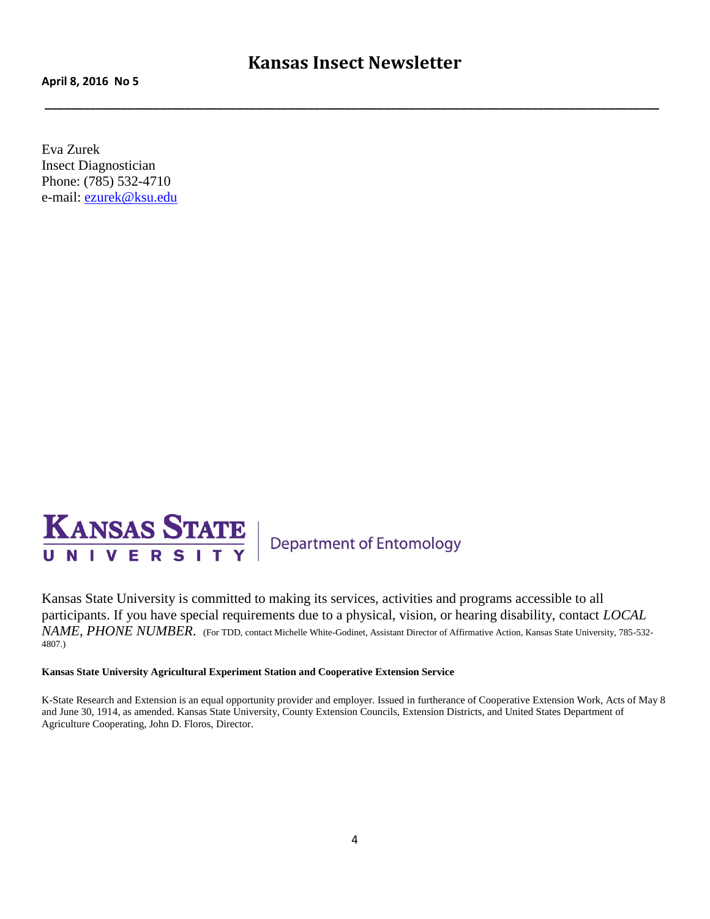Eva Zurek
Insect Diagnostician
Phone: (785) 532-4710
e-mail: ezurek@ksu.edu

KANSAS STATE UNIVERSITY | Department of Entomology

Kansas State University is committed to making its services, activities and programs accessible to all participants. If you have special requirements due to a physical, vision, or hearing disability, contact *LOCAL NAME, PHONE NUMBER*. (For TDD, contact Michelle White-Godinet, Assistant Director of Affirmative Action, Kansas State University, 785-532-4807.)

**Kansas State University Agricultural Experiment Station and Cooperative Extension Service**

K-State Research and Extension is an equal opportunity provider and employer. Issued in furtherance of Cooperative Extension Work, Acts of May 8 and June 30, 1914, as amended. Kansas State University, County Extension Councils, Extension Districts, and United States Department of Agriculture Cooperating, John D. Floros, Director.